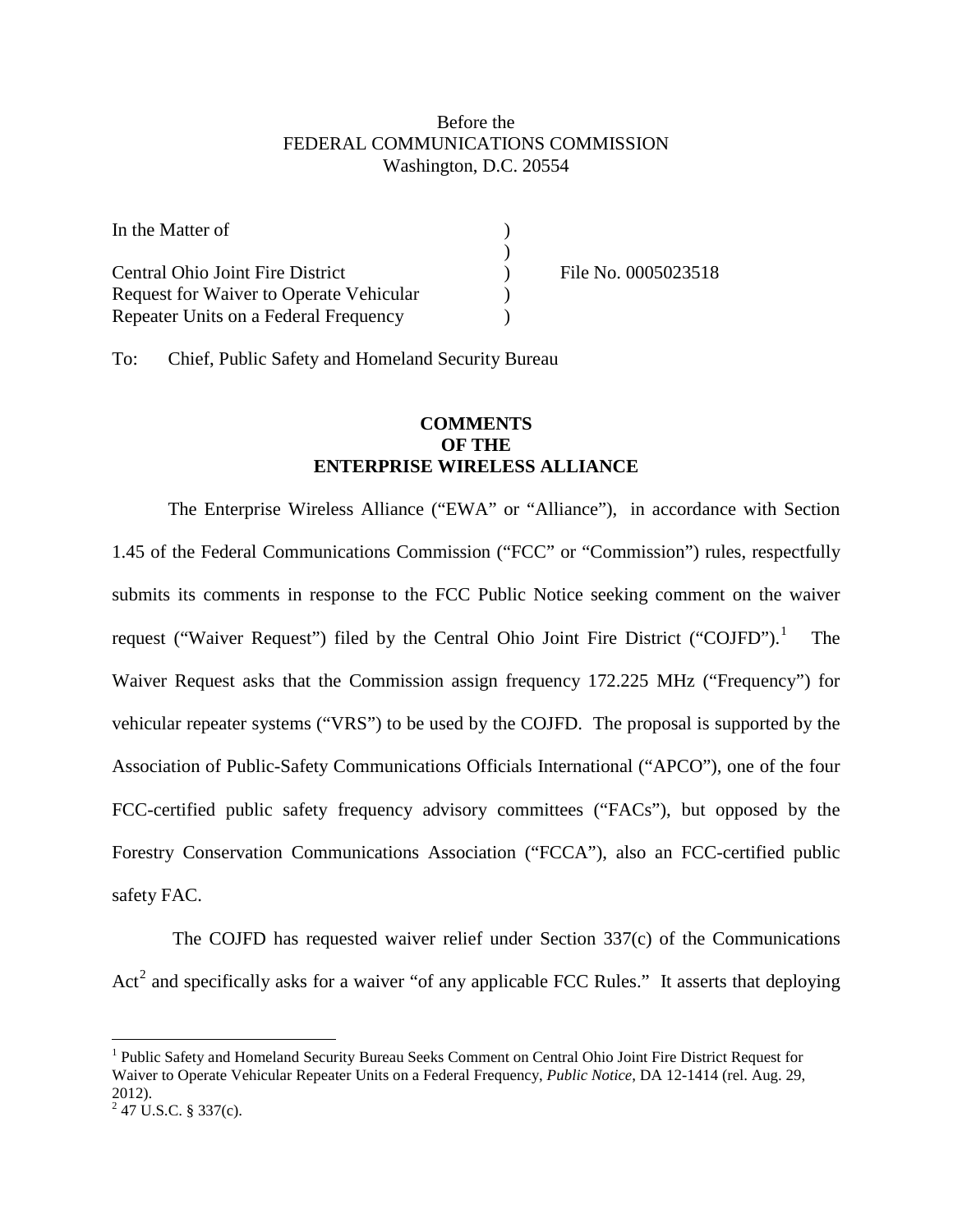Before the
FEDERAL COMMUNICATIONS COMMISSION
Washington, D.C. 20554

| | | |
|---|---|---|
| In the Matter of | ) | |
| | ) | |
| Central Ohio Joint Fire District | ) | File No. 0005023518 |
| Request for Waiver to Operate Vehicular | ) | |
| Repeater Units on a Federal Frequency | ) | |

To: Chief, Public Safety and Homeland Security Bureau

**COMMENTS
OF THE
ENTERPRISE WIRELESS ALLIANCE**

The Enterprise Wireless Alliance ("EWA" or "Alliance"), in accordance with Section 1.45 of the Federal Communications Commission ("FCC" or "Commission") rules, respectfully submits its comments in response to the FCC Public Notice seeking comment on the waiver request ("Waiver Request") filed by the Central Ohio Joint Fire District ("COJFD").[1] The Waiver Request asks that the Commission assign frequency 172.225 MHz ("Frequency") for vehicular repeater systems ("VRS") to be used by the COJFD. The proposal is supported by the Association of Public-Safety Communications Officials International ("APCO"), one of the four FCC-certified public safety frequency advisory committees ("FACs"), but opposed by the Forestry Conservation Communications Association ("FCCA"), also an FCC-certified public safety FAC.

The COJFD has requested waiver relief under Section 337(c) of the Communications Act[2] and specifically asks for a waiver "of any applicable FCC Rules." It asserts that deploying

[1] Public Safety and Homeland Security Bureau Seeks Comment on Central Ohio Joint Fire District Request for Waiver to Operate Vehicular Repeater Units on a Federal Frequency, *Public Notice*, DA 12-1414 (rel. Aug. 29, 2012).

[2] 47 U.S.C. § 337(c).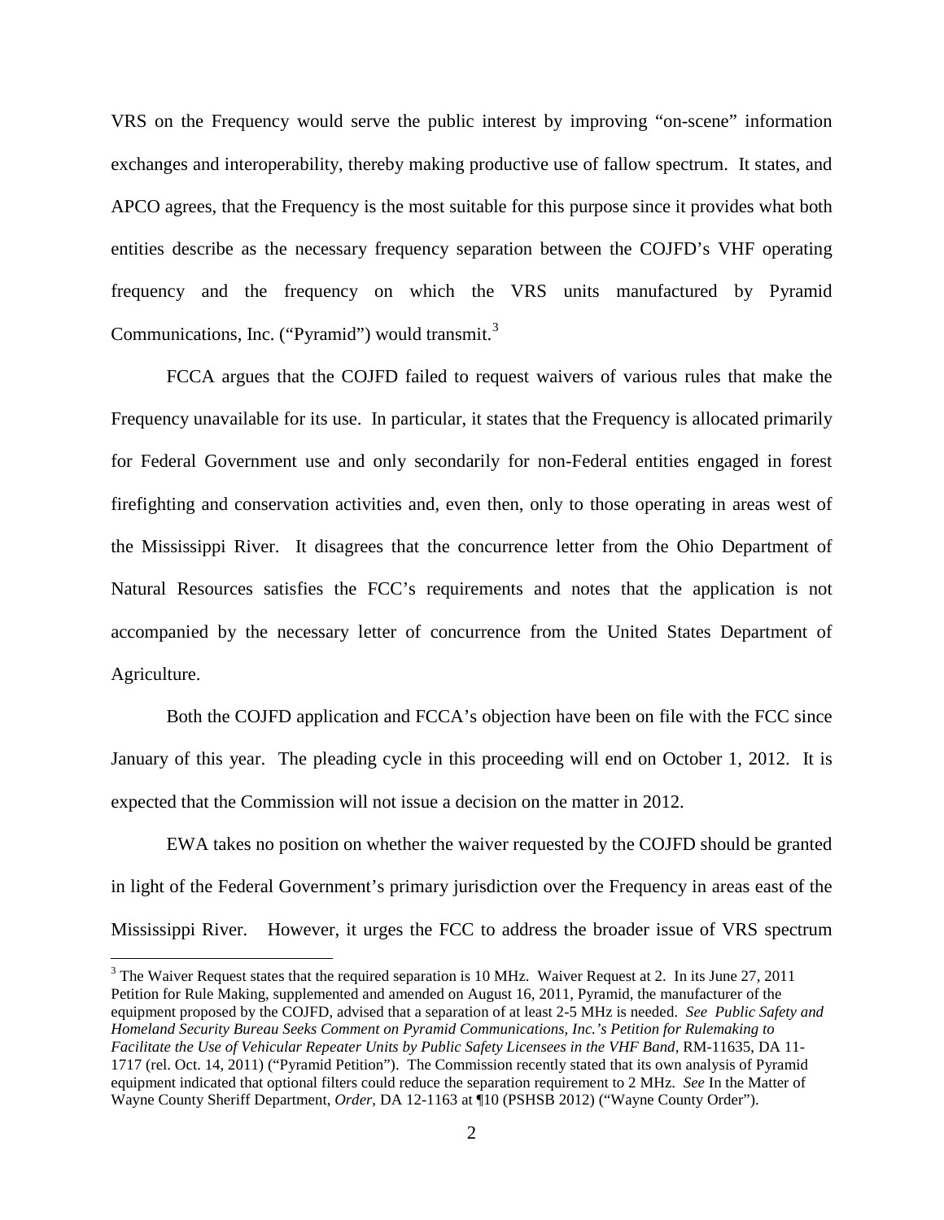VRS on the Frequency would serve the public interest by improving "on-scene" information exchanges and interoperability, thereby making productive use of fallow spectrum. It states, and APCO agrees, that the Frequency is the most suitable for this purpose since it provides what both entities describe as the necessary frequency separation between the COJFD's VHF operating frequency and the frequency on which the VRS units manufactured by Pyramid Communications, Inc. ("Pyramid") would transmit.[3]

FCCA argues that the COJFD failed to request waivers of various rules that make the Frequency unavailable for its use. In particular, it states that the Frequency is allocated primarily for Federal Government use and only secondarily for non-Federal entities engaged in forest firefighting and conservation activities and, even then, only to those operating in areas west of the Mississippi River. It disagrees that the concurrence letter from the Ohio Department of Natural Resources satisfies the FCC's requirements and notes that the application is not accompanied by the necessary letter of concurrence from the United States Department of Agriculture.

Both the COJFD application and FCCA's objection have been on file with the FCC since January of this year. The pleading cycle in this proceeding will end on October 1, 2012. It is expected that the Commission will not issue a decision on the matter in 2012.

EWA takes no position on whether the waiver requested by the COJFD should be granted in light of the Federal Government's primary jurisdiction over the Frequency in areas east of the Mississippi River. However, it urges the FCC to address the broader issue of VRS spectrum

[3] The Waiver Request states that the required separation is 10 MHz. Waiver Request at 2. In its June 27, 2011 Petition for Rule Making, supplemented and amended on August 16, 2011, Pyramid, the manufacturer of the equipment proposed by the COJFD, advised that a separation of at least 2-5 MHz is needed. *See Public Safety and Homeland Security Bureau Seeks Comment on Pyramid Communications, Inc.'s Petition for Rulemaking to Facilitate the Use of Vehicular Repeater Units by Public Safety Licensees in the VHF Band*, RM-11635, DA 11-1717 (rel. Oct. 14, 2011) ("Pyramid Petition"). The Commission recently stated that its own analysis of Pyramid equipment indicated that optional filters could reduce the separation requirement to 2 MHz. *See* In the Matter of Wayne County Sheriff Department, *Order*, DA 12-1163 at ¶10 (PSHSB 2012) ("Wayne County Order").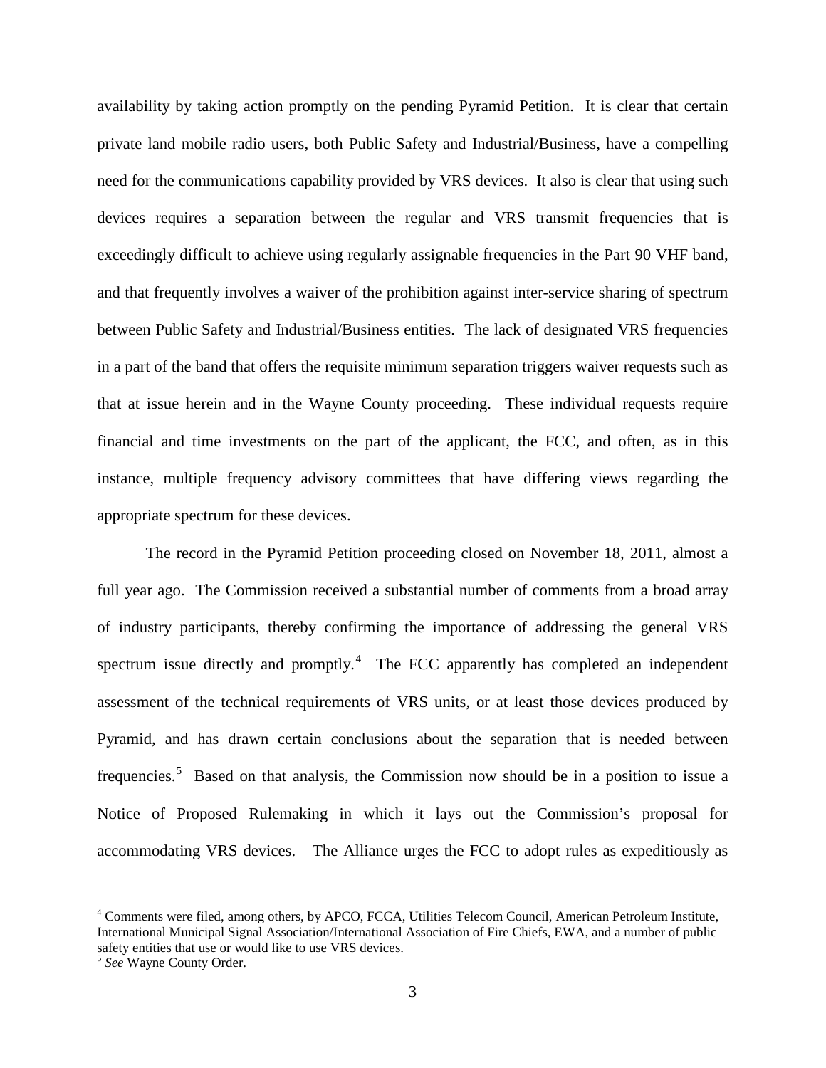availability by taking action promptly on the pending Pyramid Petition. It is clear that certain private land mobile radio users, both Public Safety and Industrial/Business, have a compelling need for the communications capability provided by VRS devices. It also is clear that using such devices requires a separation between the regular and VRS transmit frequencies that is exceedingly difficult to achieve using regularly assignable frequencies in the Part 90 VHF band, and that frequently involves a waiver of the prohibition against inter-service sharing of spectrum between Public Safety and Industrial/Business entities. The lack of designated VRS frequencies in a part of the band that offers the requisite minimum separation triggers waiver requests such as that at issue herein and in the Wayne County proceeding. These individual requests require financial and time investments on the part of the applicant, the FCC, and often, as in this instance, multiple frequency advisory committees that have differing views regarding the appropriate spectrum for these devices.

The record in the Pyramid Petition proceeding closed on November 18, 2011, almost a full year ago. The Commission received a substantial number of comments from a broad array of industry participants, thereby confirming the importance of addressing the general VRS spectrum issue directly and promptly.[4] The FCC apparently has completed an independent assessment of the technical requirements of VRS units, or at least those devices produced by Pyramid, and has drawn certain conclusions about the separation that is needed between frequencies.[5] Based on that analysis, the Commission now should be in a position to issue a Notice of Proposed Rulemaking in which it lays out the Commission's proposal for accommodating VRS devices. The Alliance urges the FCC to adopt rules as expeditiously as

---

[4] Comments were filed, among others, by APCO, FCCA, Utilities Telecom Council, American Petroleum Institute, International Municipal Signal Association/International Association of Fire Chiefs, EWA, and a number of public safety entities that use or would like to use VRS devices.

[5] *See* Wayne County Order.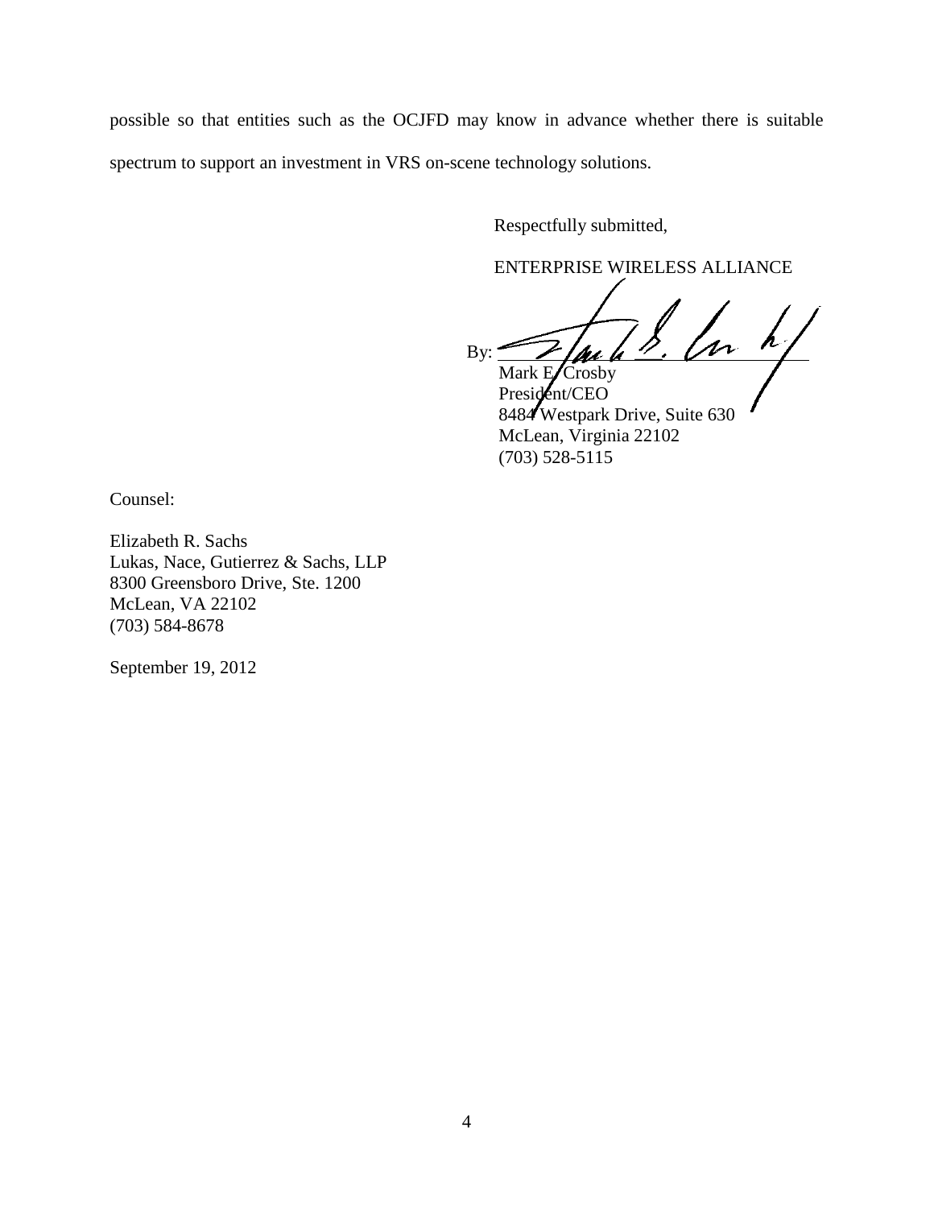possible so that entities such as the OCJFD may know in advance whether there is suitable spectrum to support an investment in VRS on-scene technology solutions.

Respectfully submitted,

ENTERPRISE WIRELESS ALLIANCE

By: ______________________________

Mark E. Crosby
President/CEO
8484 Westpark Drive, Suite 630
McLean, Virginia 22102
(703) 528-5115

Counsel:

Elizabeth R. Sachs
Lukas, Nace, Gutierrez & Sachs, LLP
8300 Greensboro Drive, Ste. 1200
McLean, VA 22102
(703) 584-8678

September 19, 2012